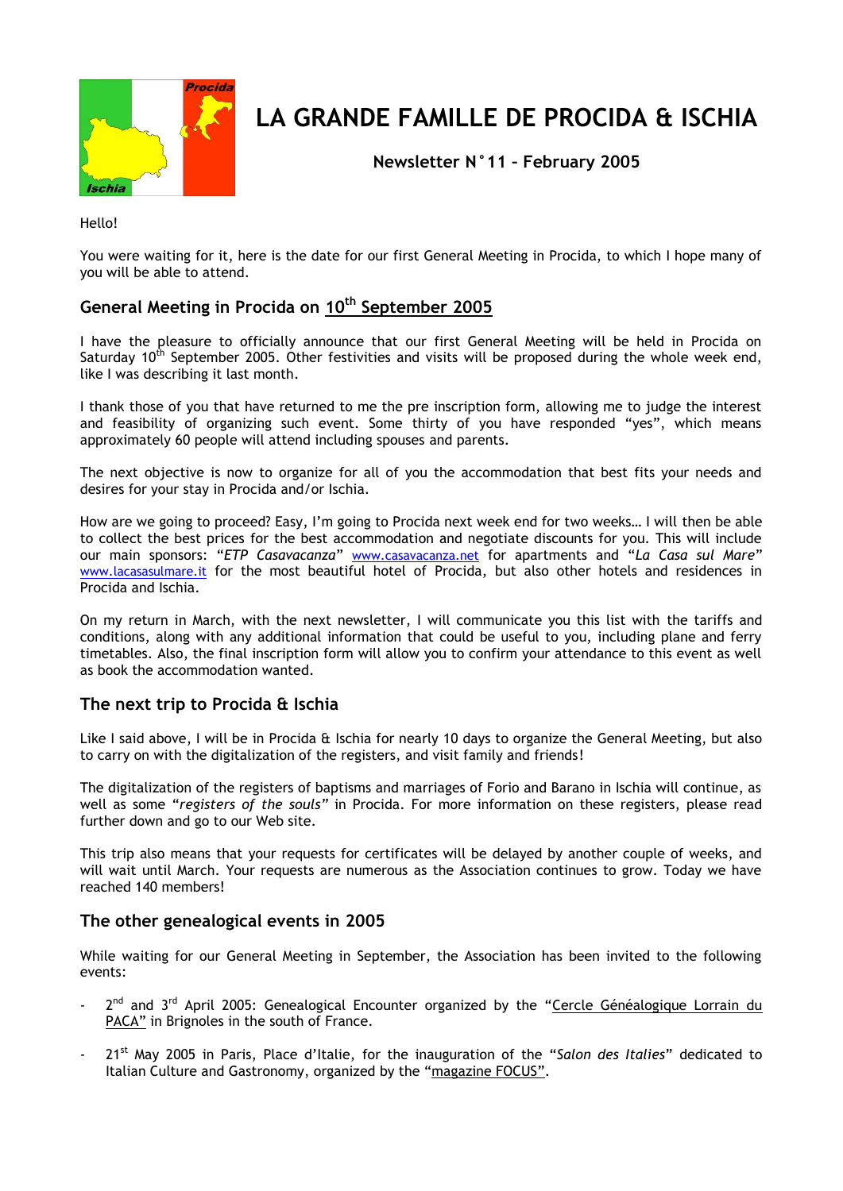# LA GRANDE FAMILLE DE PROCIDA & ISCHIA

**Newsletter N°11 – February 2005**

Hello!

You were waiting for it, here is the date for our first General Meeting in Procida, to which I hope many of you will be able to attend.

## General Meeting in Procida on 10th September 2005

I have the pleasure to officially announce that our first General Meeting will be held in Procida on Saturday 10th September 2005. Other festivities and visits will be proposed during the whole week end, like I was describing it last month.

I thank those of you that have returned to me the pre inscription form, allowing me to judge the interest and feasibility of organizing such event. Some thirty of you have responded "yes", which means approximately 60 people will attend including spouses and parents.

The next objective is now to organize for all of you the accommodation that best fits your needs and desires for your stay in Procida and/or Ischia.

How are we going to proceed? Easy, I'm going to Procida next week end for two weeks… I will then be able to collect the best prices for the best accommodation and negotiate discounts for you. This will include our main sponsors: "*ETP Casavacanza*" www.casavacanza.net for apartments and "*La Casa sul Mare*" www.lacasasulmare.it for the most beautiful hotel of Procida, but also other hotels and residences in Procida and Ischia.

On my return in March, with the next newsletter, I will communicate you this list with the tariffs and conditions, along with any additional information that could be useful to you, including plane and ferry timetables. Also, the final inscription form will allow you to confirm your attendance to this event as well as book the accommodation wanted.

## The next trip to Procida & Ischia

Like I said above, I will be in Procida & Ischia for nearly 10 days to organize the General Meeting, but also to carry on with the digitalization of the registers, and visit family and friends!

The digitalization of the registers of baptisms and marriages of Forio and Barano in Ischia will continue, as well as some "*registers of the souls*" in Procida. For more information on these registers, please read further down and go to our Web site.

This trip also means that your requests for certificates will be delayed by another couple of weeks, and will wait until March. Your requests are numerous as the Association continues to grow. Today we have reached 140 members!

## The other genealogical events in 2005

While waiting for our General Meeting in September, the Association has been invited to the following events:

- 2nd and 3rd April 2005: Genealogical Encounter organized by the "Cercle Généalogique Lorrain du PACA" in Brignoles in the south of France.
- 21st May 2005 in Paris, Place d'Italie, for the inauguration of the "*Salon des Italies*" dedicated to Italian Culture and Gastronomy, organized by the "magazine FOCUS".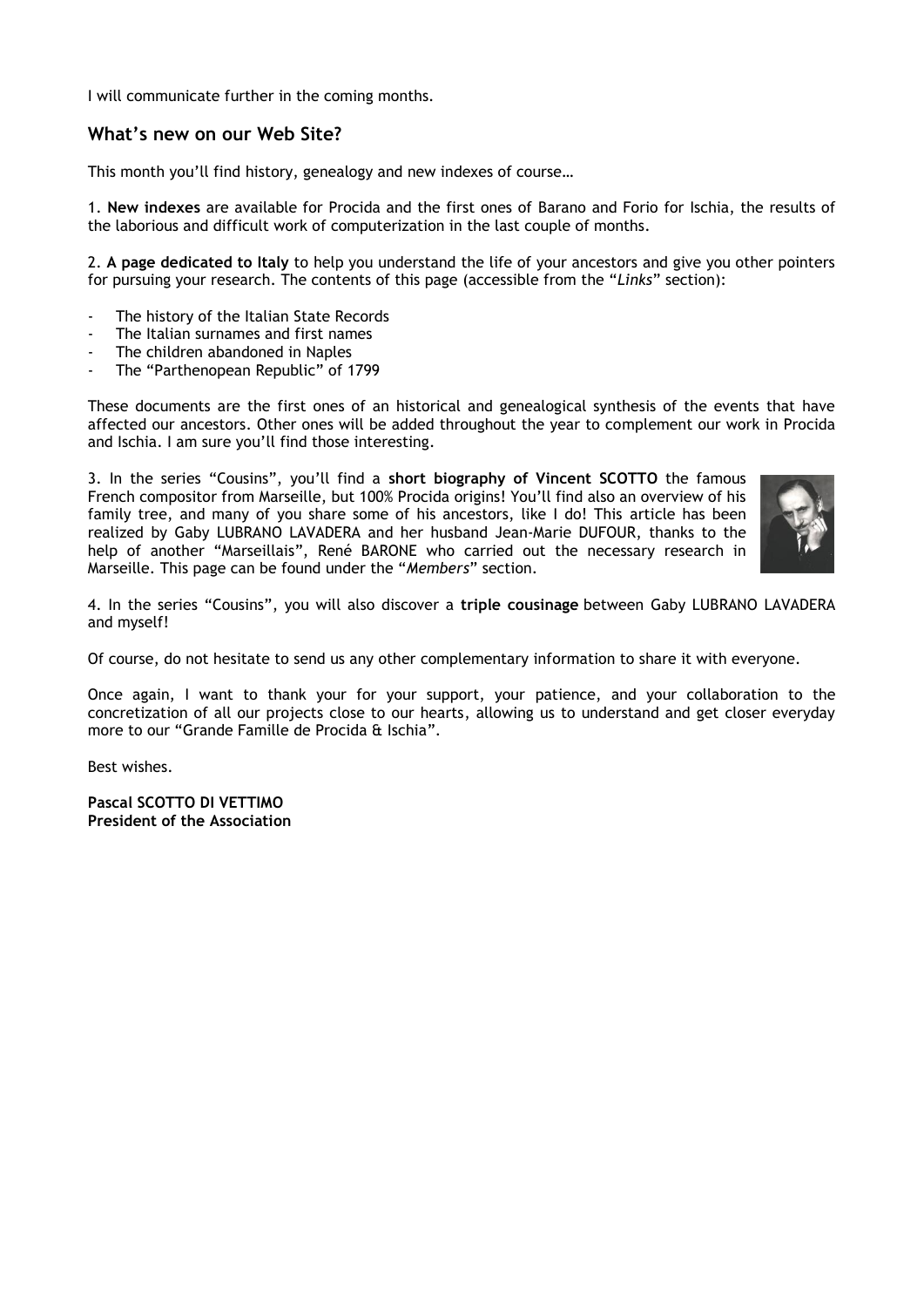I will communicate further in the coming months.

## What's new on our Web Site?

This month you'll find history, genealogy and new indexes of course…

1. **New indexes** are available for Procida and the first ones of Barano and Forio for Ischia, the results of the laborious and difficult work of computerization in the last couple of months.

2. **A page dedicated to Italy** to help you understand the life of your ancestors and give you other pointers for pursuing your research. The contents of this page (accessible from the "*Links*" section):

- The history of the Italian State Records
- The Italian surnames and first names
- The children abandoned in Naples
- The "Parthenopean Republic" of 1799

These documents are the first ones of an historical and genealogical synthesis of the events that have affected our ancestors. Other ones will be added throughout the year to complement our work in Procida and Ischia. I am sure you'll find those interesting.

3. In the series "Cousins", you'll find a **short biography of Vincent SCOTTO** the famous French compositor from Marseille, but 100% Procida origins! You'll find also an overview of his family tree, and many of you share some of his ancestors, like I do! This article has been realized by Gaby LUBRANO LAVADERA and her husband Jean-Marie DUFOUR, thanks to the help of another "Marseillais", René BARONE who carried out the necessary research in Marseille. This page can be found under the "*Members*" section.

4. In the series "Cousins", you will also discover a **triple cousinage** between Gaby LUBRANO LAVADERA and myself!

Of course, do not hesitate to send us any other complementary information to share it with everyone.

Once again, I want to thank your for your support, your patience, and your collaboration to the concretization of all our projects close to our hearts, allowing us to understand and get closer everyday more to our "Grande Famille de Procida & Ischia".

Best wishes.

**Pascal SCOTTO DI VETTIMO**
**President of the Association**